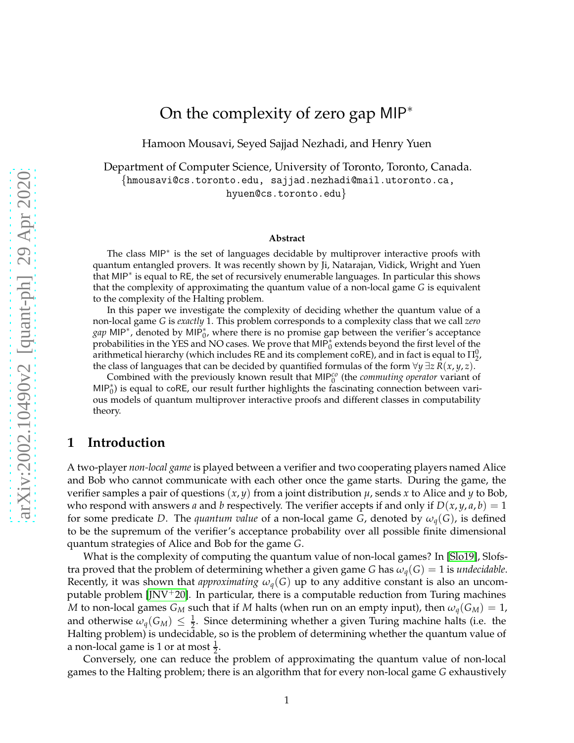# On the complexity of zero gap $\mathsf{MIP}^*$

Hamoon Mousavi, Seyed Sajjad Nezhadi, and Henry Yuen

Department of Computer Science, University of Toronto, Toronto, Canada.
{hmousavi@cs.toronto.edu, sajjad.nezhadi@mail.utoronto.ca, hyuen@cs.toronto.edu}

### Abstract

The class $\mathsf{MIP}^*$ is the set of languages decidable by multiprover interactive proofs with quantum entangled provers. It was recently shown by Ji, Natarajan, Vidick, Wright and Yuen that $\mathsf{MIP}^*$ is equal to $\mathsf{RE}$, the set of recursively enumerable languages. In particular this shows that the complexity of approximating the quantum value of a non-local game $G$ is equivalent to the complexity of the Halting problem.

In this paper we investigate the complexity of deciding whether the quantum value of a non-local game $G$ is *exactly* 1. This problem corresponds to a complexity class that we call *zero gap* $\mathsf{MIP}^*$, denoted by $\mathsf{MIP}_0^*$, where there is no promise gap between the verifier's acceptance probabilities in the YES and NO cases. We prove that $\mathsf{MIP}_0^*$ extends beyond the first level of the arithmetical hierarchy (which includes $\mathsf{RE}$ and its complement $\mathsf{coRE}$), and in fact is equal to $\Pi_2^0$, the class of languages that can be decided by quantified formulas of the form $\forall y\, \exists z\, R(x, y, z)$.

Combined with the previously known result that $\mathsf{MIP}_0^{co}$ (the *commuting operator* variant of $\mathsf{MIP}_0^*$) is equal to $\mathsf{coRE}$, our result further highlights the fascinating connection between various models of quantum multiprover interactive proofs and different classes in computability theory.

## 1 Introduction

A two-player *non-local game* is played between a verifier and two cooperating players named Alice and Bob who cannot communicate with each other once the game starts. During the game, the verifier samples a pair of questions $(x, y)$ from a joint distribution $\mu$, sends $x$ to Alice and $y$ to Bob, who respond with answers $a$ and $b$ respectively. The verifier accepts if and only if $D(x, y, a, b) = 1$ for some predicate $D$. The *quantum value* of a non-local game $G$, denoted by $\omega_q(G)$, is defined to be the supremum of the verifier's acceptance probability over all possible finite dimensional quantum strategies of Alice and Bob for the game $G$.

What is the complexity of computing the quantum value of non-local games? In [Slo19], Slofstra proved that the problem of determining whether a given game $G$ has $\omega_q(G) = 1$ is *undecidable*. Recently, it was shown that *approximating* $\omega_q(G)$ up to any additive constant is also an uncomputable problem [JNV+20]. In particular, there is a computable reduction from Turing machines $M$ to non-local games $G_M$ such that if $M$ halts (when run on an empty input), then $\omega_q(G_M) = 1$, and otherwise $\omega_q(G_M) \le \frac{1}{2}$. Since determining whether a given Turing machine halts (i.e. the Halting problem) is undecidable, so is the problem of determining whether the quantum value of a non-local game is 1 or at most $\frac{1}{2}$.

Conversely, one can reduce the problem of approximating the quantum value of non-local games to the Halting problem; there is an algorithm that for every non-local game $G$ exhaustively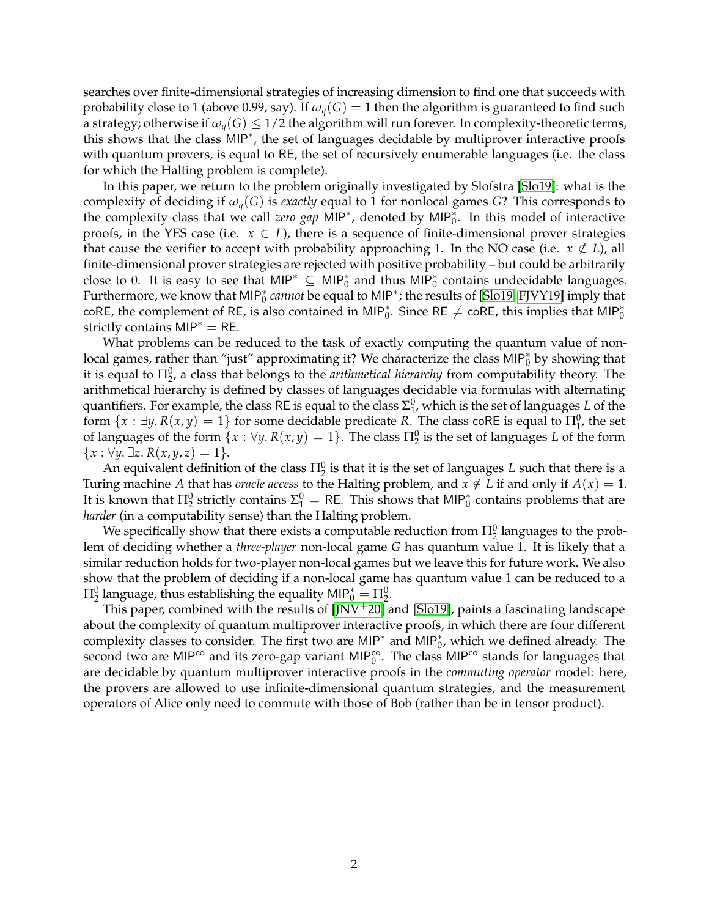searches over finite-dimensional strategies of increasing dimension to find one that succeeds with probability close to 1 (above 0.99, say). If $\omega_q(G) = 1$ then the algorithm is guaranteed to find such a strategy; otherwise if $\omega_q(G) \leq 1/2$ the algorithm will run forever. In complexity-theoretic terms, this shows that the class $\mathsf{MIP}^*$, the set of languages decidable by multiprover interactive proofs with quantum provers, is equal to $\mathsf{RE}$, the set of recursively enumerable languages (i.e. the class for which the Halting problem is complete).

In this paper, we return to the problem originally investigated by Slofstra [Slo19]: what is the complexity of deciding if $\omega_q(G)$ is *exactly* equal to 1 for nonlocal games $G$? This corresponds to the complexity class that we call *zero gap* $\mathsf{MIP}^*$, denoted by $\mathsf{MIP}^*_0$. In this model of interactive proofs, in the YES case (i.e. $x \in L$), there is a sequence of finite-dimensional prover strategies that cause the verifier to accept with probability approaching 1. In the NO case (i.e. $x \notin L$), all finite-dimensional prover strategies are rejected with positive probability – but could be arbitrarily close to 0. It is easy to see that $\mathsf{MIP}^* \subseteq \mathsf{MIP}^*_0$ and thus $\mathsf{MIP}^*_0$ contains undecidable languages. Furthermore, we know that $\mathsf{MIP}^*_0$ *cannot* be equal to $\mathsf{MIP}^*$; the results of [Slo19, FJVY19] imply that $\mathsf{coRE}$, the complement of $\mathsf{RE}$, is also contained in $\mathsf{MIP}^*_0$. Since $\mathsf{RE} \neq \mathsf{coRE}$, this implies that $\mathsf{MIP}^*_0$ strictly contains $\mathsf{MIP}^* = \mathsf{RE}$.

What problems can be reduced to the task of exactly computing the quantum value of nonlocal games, rather than "just" approximating it? We characterize the class $\mathsf{MIP}^*_0$ by showing that it is equal to $\Pi^0_2$, a class that belongs to the *arithmetical hierarchy* from computability theory. The arithmetical hierarchy is defined by classes of languages decidable via formulas with alternating quantifiers. For example, the class $\mathsf{RE}$ is equal to the class $\Sigma^0_1$, which is the set of languages $L$ of the form $\{x : \exists y.\, R(x, y) = 1\}$ for some decidable predicate $R$. The class $\mathsf{coRE}$ is equal to $\Pi^0_1$, the set of languages of the form $\{x : \forall y.\, R(x, y) = 1\}$. The class $\Pi^0_2$ is the set of languages $L$ of the form $\{x : \forall y.\, \exists z.\, R(x, y, z) = 1\}$.

An equivalent definition of the class $\Pi^0_2$ is that it is the set of languages $L$ such that there is a Turing machine $A$ that has *oracle access* to the Halting problem, and $x \notin L$ if and only if $A(x) = 1$. It is known that $\Pi^0_2$ strictly contains $\Sigma^0_1 = \mathsf{RE}$. This shows that $\mathsf{MIP}^*_0$ contains problems that are *harder* (in a computability sense) than the Halting problem.

We specifically show that there exists a computable reduction from $\Pi^0_2$ languages to the problem of deciding whether a *three-player* non-local game $G$ has quantum value 1. It is likely that a similar reduction holds for two-player non-local games but we leave this for future work. We also show that the problem of deciding if a non-local game has quantum value 1 can be reduced to a $\Pi^0_2$ language, thus establishing the equality $\mathsf{MIP}^*_0 = \Pi^0_2$.

This paper, combined with the results of [JNV+20] and [Slo19], paints a fascinating landscape about the complexity of quantum multiprover interactive proofs, in which there are four different complexity classes to consider. The first two are $\mathsf{MIP}^*$ and $\mathsf{MIP}^*_0$, which we defined already. The second two are $\mathsf{MIP}^{\mathsf{co}}$ and its zero-gap variant $\mathsf{MIP}^{\mathsf{co}}_0$. The class $\mathsf{MIP}^{\mathsf{co}}$ stands for languages that are decidable by quantum multiprover interactive proofs in the *commuting operator* model: here, the provers are allowed to use infinite-dimensional quantum strategies, and the measurement operators of Alice only need to commute with those of Bob (rather than be in tensor product).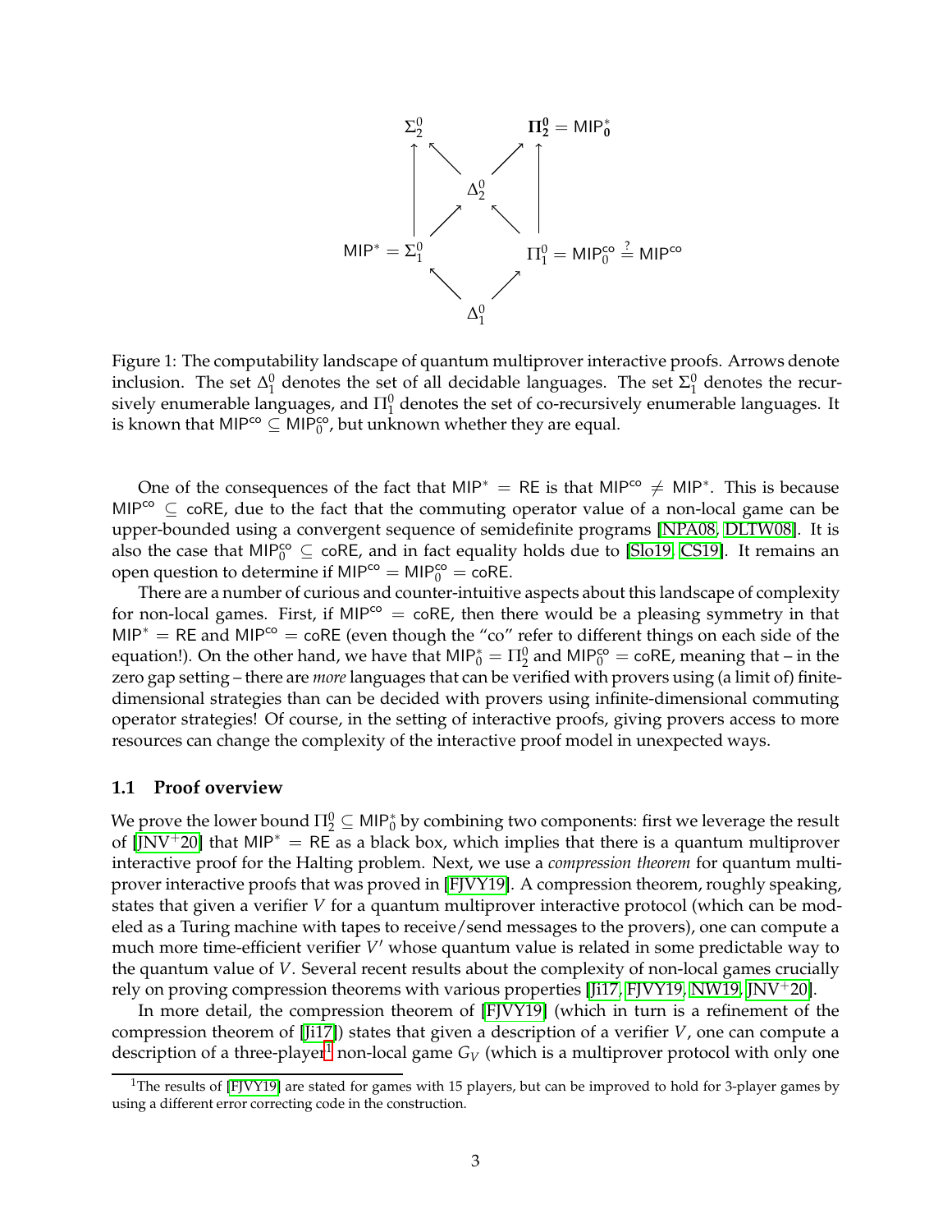$$
\begin{array}{ccccc}
\Sigma_2^0 & & & & \boldsymbol{\Pi_2^0} = \mathsf{MIP}_0^* \\
\uparrow & \nwarrow & & \nearrow & \uparrow \\
& & \Delta_2^0 & & \\
& \nearrow & & \nwarrow & \\
\mathsf{MIP}^* = \Sigma_1^0 & & & & \Pi_1^0 = \mathsf{MIP}_0^{\mathsf{co}} \stackrel{?}{=} \mathsf{MIP}^{\mathsf{co}} \\
& \nwarrow & & \nearrow & \\
& & \Delta_1^0 & &
\end{array}
$$

Figure 1: The computability landscape of quantum multiprover interactive proofs. Arrows denote inclusion. The set $\Delta_1^0$ denotes the set of all decidable languages. The set $\Sigma_1^0$ denotes the recursively enumerable languages, and $\Pi_1^0$ denotes the set of co-recursively enumerable languages. It is known that $\mathsf{MIP}^{\mathsf{co}} \subseteq \mathsf{MIP}_0^{\mathsf{co}}$, but unknown whether they are equal.

One of the consequences of the fact that $\mathsf{MIP}^* = \mathsf{RE}$ is that $\mathsf{MIP}^{\mathsf{co}} \neq \mathsf{MIP}^*$. This is because $\mathsf{MIP}^{\mathsf{co}} \subseteq \mathsf{coRE}$, due to the fact that the commuting operator value of a non-local game can be upper-bounded using a convergent sequence of semidefinite programs [NPA08, DLTW08]. It is also the case that $\mathsf{MIP}_0^{\mathsf{co}} \subseteq \mathsf{coRE}$, and in fact equality holds due to [Slo19, CS19]. It remains an open question to determine if $\mathsf{MIP}^{\mathsf{co}} = \mathsf{MIP}_0^{\mathsf{co}} = \mathsf{coRE}$.

There are a number of curious and counter-intuitive aspects about this landscape of complexity for non-local games. First, if $\mathsf{MIP}^{\mathsf{co}} = \mathsf{coRE}$, then there would be a pleasing symmetry in that $\mathsf{MIP}^* = \mathsf{RE}$ and $\mathsf{MIP}^{\mathsf{co}} = \mathsf{coRE}$ (even though the "co" refer to different things on each side of the equation!). On the other hand, we have that $\mathsf{MIP}_0^* = \Pi_2^0$ and $\mathsf{MIP}_0^{\mathsf{co}} = \mathsf{coRE}$, meaning that – in the zero gap setting – there are *more* languages that can be verified with provers using (a limit of) finite-dimensional strategies than can be decided with provers using infinite-dimensional commuting operator strategies! Of course, in the setting of interactive proofs, giving provers access to more resources can change the complexity of the interactive proof model in unexpected ways.

### 1.1 Proof overview

We prove the lower bound $\Pi_2^0 \subseteq \mathsf{MIP}_0^*$ by combining two components: first we leverage the result of [JNV+20] that $\mathsf{MIP}^* = \mathsf{RE}$ as a black box, which implies that there is a quantum multiprover interactive proof for the Halting problem. Next, we use a *compression theorem* for quantum multiprover interactive proofs that was proved in [FJVY19]. A compression theorem, roughly speaking, states that given a verifier $V$ for a quantum multiprover interactive protocol (which can be modeled as a Turing machine with tapes to receive/send messages to the provers), one can compute a much more time-efficient verifier $V'$ whose quantum value is related in some predictable way to the quantum value of $V$. Several recent results about the complexity of non-local games crucially rely on proving compression theorems with various properties [Ji17, FJVY19, NW19, JNV+20].

In more detail, the compression theorem of [FJVY19] (which in turn is a refinement of the compression theorem of [Ji17]) states that given a description of a verifier $V$, one can compute a description of a three-player[1] non-local game $G_V$ (which is a multiprover protocol with only one

[1] The results of [FJVY19] are stated for games with 15 players, but can be improved to hold for 3-player games by using a different error correcting code in the construction.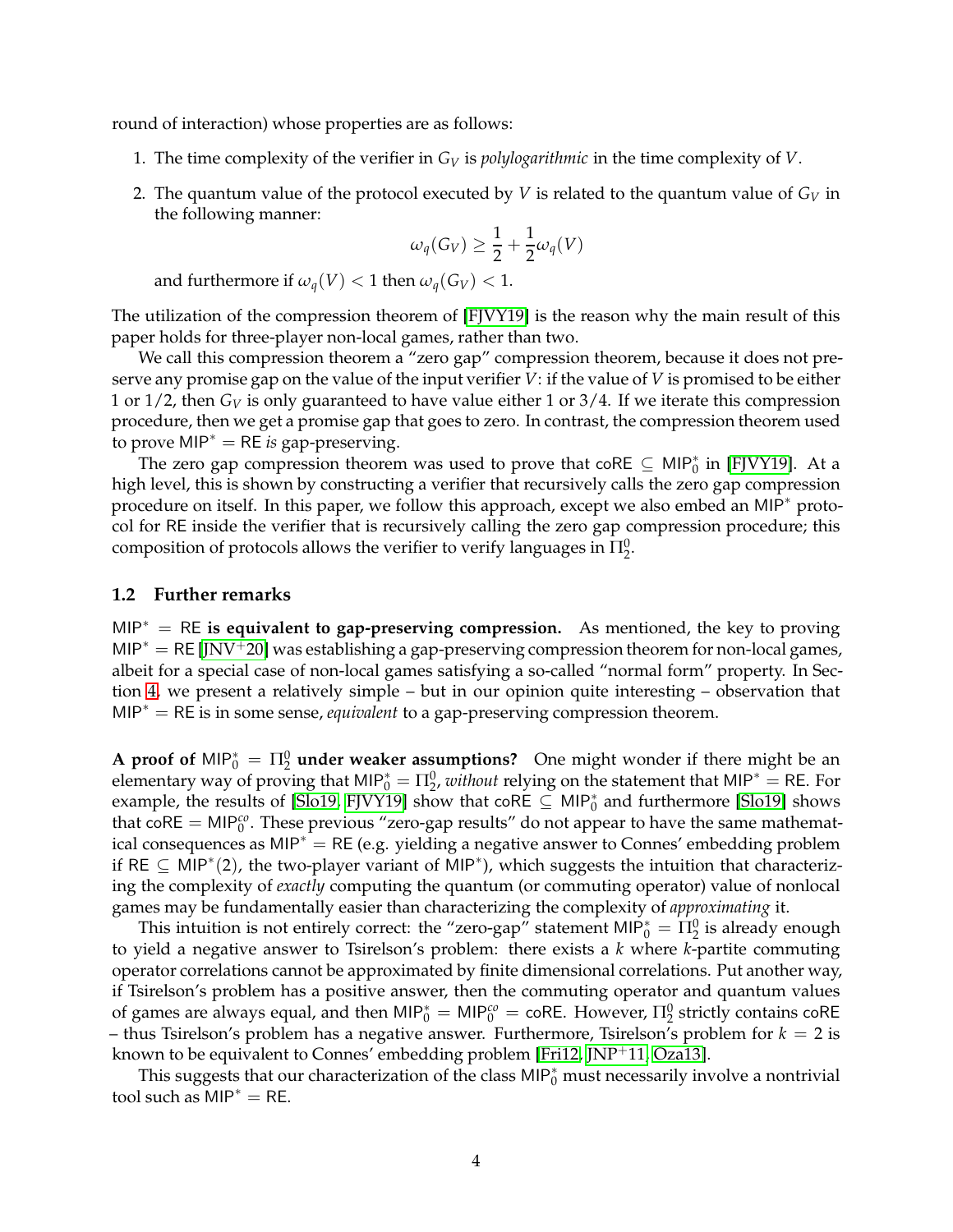round of interaction) whose properties are as follows:

1. The time complexity of the verifier in $G_V$ is *polylogarithmic* in the time complexity of $V$.
2. The quantum value of the protocol executed by $V$ is related to the quantum value of $G_V$ in the following manner:

$$\omega_q(G_V) \geq \frac{1}{2} + \frac{1}{2}\omega_q(V)$$

and furthermore if $\omega_q(V) < 1$ then $\omega_q(G_V) < 1$.

The utilization of the compression theorem of [FJVY19] is the reason why the main result of this paper holds for three-player non-local games, rather than two.

We call this compression theorem a "zero gap" compression theorem, because it does not preserve any promise gap on the value of the input verifier $V$: if the value of $V$ is promised to be either 1 or 1/2, then $G_V$ is only guaranteed to have value either 1 or 3/4. If we iterate this compression procedure, then we get a promise gap that goes to zero. In contrast, the compression theorem used to prove $\mathsf{MIP}^* = \mathsf{RE}$ *is* gap-preserving.

The zero gap compression theorem was used to prove that $\mathsf{coRE} \subseteq \mathsf{MIP}^*_0$ in [FJVY19]. At a high level, this is shown by constructing a verifier that recursively calls the zero gap compression procedure on itself. In this paper, we follow this approach, except we also embed an $\mathsf{MIP}^*$ protocol for $\mathsf{RE}$ inside the verifier that is recursively calling the zero gap compression procedure; this composition of protocols allows the verifier to verify languages in $\Pi^0_2$.

### 1.2 Further remarks

**$\mathsf{MIP}^* = \mathsf{RE}$ is equivalent to gap-preserving compression.** As mentioned, the key to proving $\mathsf{MIP}^* = \mathsf{RE}$ [JNV+20] was establishing a gap-preserving compression theorem for non-local games, albeit for a special case of non-local games satisfying a so-called "normal form" property. In Section 4, we present a relatively simple – but in our opinion quite interesting – observation that $\mathsf{MIP}^* = \mathsf{RE}$ is in some sense, *equivalent* to a gap-preserving compression theorem.

**A proof of $\mathsf{MIP}^*_0 = \Pi^0_2$ under weaker assumptions?** One might wonder if there might be an elementary way of proving that $\mathsf{MIP}^*_0 = \Pi^0_2$, *without* relying on the statement that $\mathsf{MIP}^* = \mathsf{RE}$. For example, the results of [Slo19, FJVY19] show that $\mathsf{coRE} \subseteq \mathsf{MIP}^*_0$ and furthermore [Slo19] shows that $\mathsf{coRE} = \mathsf{MIP}^{co}_0$. These previous "zero-gap results" do not appear to have the same mathematical consequences as $\mathsf{MIP}^* = \mathsf{RE}$ (e.g. yielding a negative answer to Connes' embedding problem if $\mathsf{RE} \subseteq \mathsf{MIP}^*(2)$, the two-player variant of $\mathsf{MIP}^*$), which suggests the intuition that characterizing the complexity of *exactly* computing the quantum (or commuting operator) value of nonlocal games may be fundamentally easier than characterizing the complexity of *approximating* it.

This intuition is not entirely correct: the "zero-gap" statement $\mathsf{MIP}^*_0 = \Pi^0_2$ is already enough to yield a negative answer to Tsirelson's problem: there exists a $k$ where $k$-partite commuting operator correlations cannot be approximated by finite dimensional correlations. Put another way, if Tsirelson's problem has a positive answer, then the commuting operator and quantum values of games are always equal, and then $\mathsf{MIP}^*_0 = \mathsf{MIP}^{co}_0 = \mathsf{coRE}$. However, $\Pi^0_2$ strictly contains $\mathsf{coRE}$ – thus Tsirelson's problem has a negative answer. Furthermore, Tsirelson's problem for $k = 2$ is known to be equivalent to Connes' embedding problem [Fri12, JNP+11, Oza13].

This suggests that our characterization of the class $\mathsf{MIP}^*_0$ must necessarily involve a nontrivial tool such as $\mathsf{MIP}^* = \mathsf{RE}$.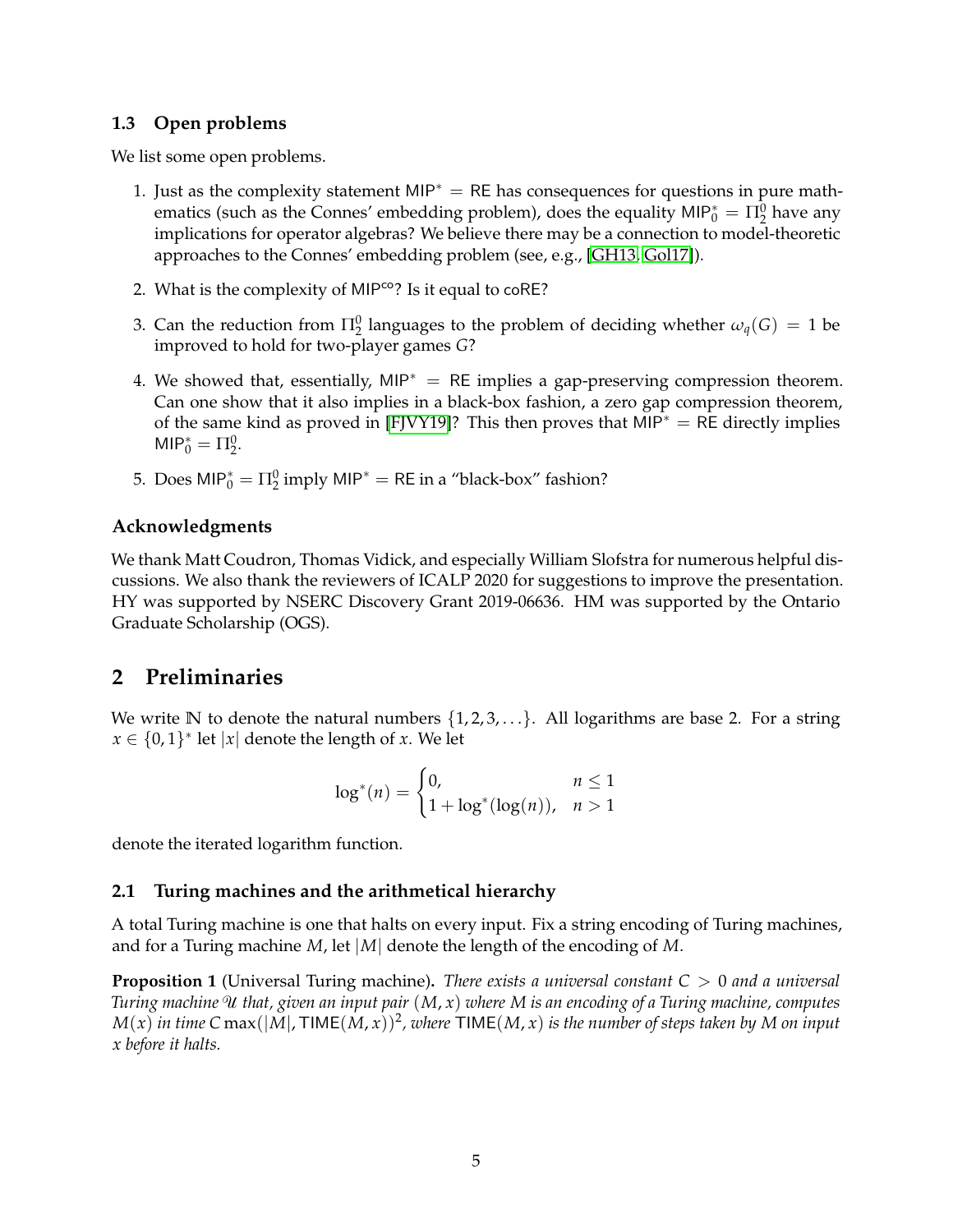### 1.3 Open problems

We list some open problems.

1. Just as the complexity statement $\mathsf{MIP}^* = \mathsf{RE}$ has consequences for questions in pure mathematics (such as the Connes' embedding problem), does the equality $\mathsf{MIP}^*_0 = \Pi^0_2$ have any implications for operator algebras? We believe there may be a connection to model-theoretic approaches to the Connes' embedding problem (see, e.g., [GH13, Gol17]).
2. What is the complexity of $\mathsf{MIP}^{\mathsf{co}}$? Is it equal to $\mathsf{coRE}$?
3. Can the reduction from $\Pi^0_2$ languages to the problem of deciding whether $\omega_q(G) = 1$ be improved to hold for two-player games $G$?
4. We showed that, essentially, $\mathsf{MIP}^* = \mathsf{RE}$ implies a gap-preserving compression theorem. Can one show that it also implies in a black-box fashion, a zero gap compression theorem, of the same kind as proved in [FJVY19]? This then proves that $\mathsf{MIP}^* = \mathsf{RE}$ directly implies $\mathsf{MIP}^*_0 = \Pi^0_2$.
5. Does $\mathsf{MIP}^*_0 = \Pi^0_2$ imply $\mathsf{MIP}^* = \mathsf{RE}$ in a "black-box" fashion?

### Acknowledgments

We thank Matt Coudron, Thomas Vidick, and especially William Slofstra for numerous helpful discussions. We also thank the reviewers of ICALP 2020 for suggestions to improve the presentation. HY was supported by NSERC Discovery Grant 2019-06636. HM was supported by the Ontario Graduate Scholarship (OGS).

## 2 Preliminaries

We write $\mathbb{N}$ to denote the natural numbers $\{1, 2, 3, \ldots\}$. All logarithms are base 2. For a string $x \in \{0,1\}^*$ let $|x|$ denote the length of $x$. We let

$$\log^*(n) = \begin{cases} 0, & n \le 1 \\ 1 + \log^*(\log(n)), & n > 1 \end{cases}$$

denote the iterated logarithm function.

### 2.1 Turing machines and the arithmetical hierarchy

A total Turing machine is one that halts on every input. Fix a string encoding of Turing machines, and for a Turing machine $M$, let $|M|$ denote the length of the encoding of $M$.

**Proposition 1** (Universal Turing machine)**.** *There exists a universal constant $C > 0$ and a universal Turing machine $\mathcal{U}$ that, given an input pair $(M, x)$ where $M$ is an encoding of a Turing machine, computes $M(x)$ in time $C \max(|M|, \mathsf{TIME}(M, x))^2$, where $\mathsf{TIME}(M, x)$ is the number of steps taken by $M$ on input $x$ before it halts.*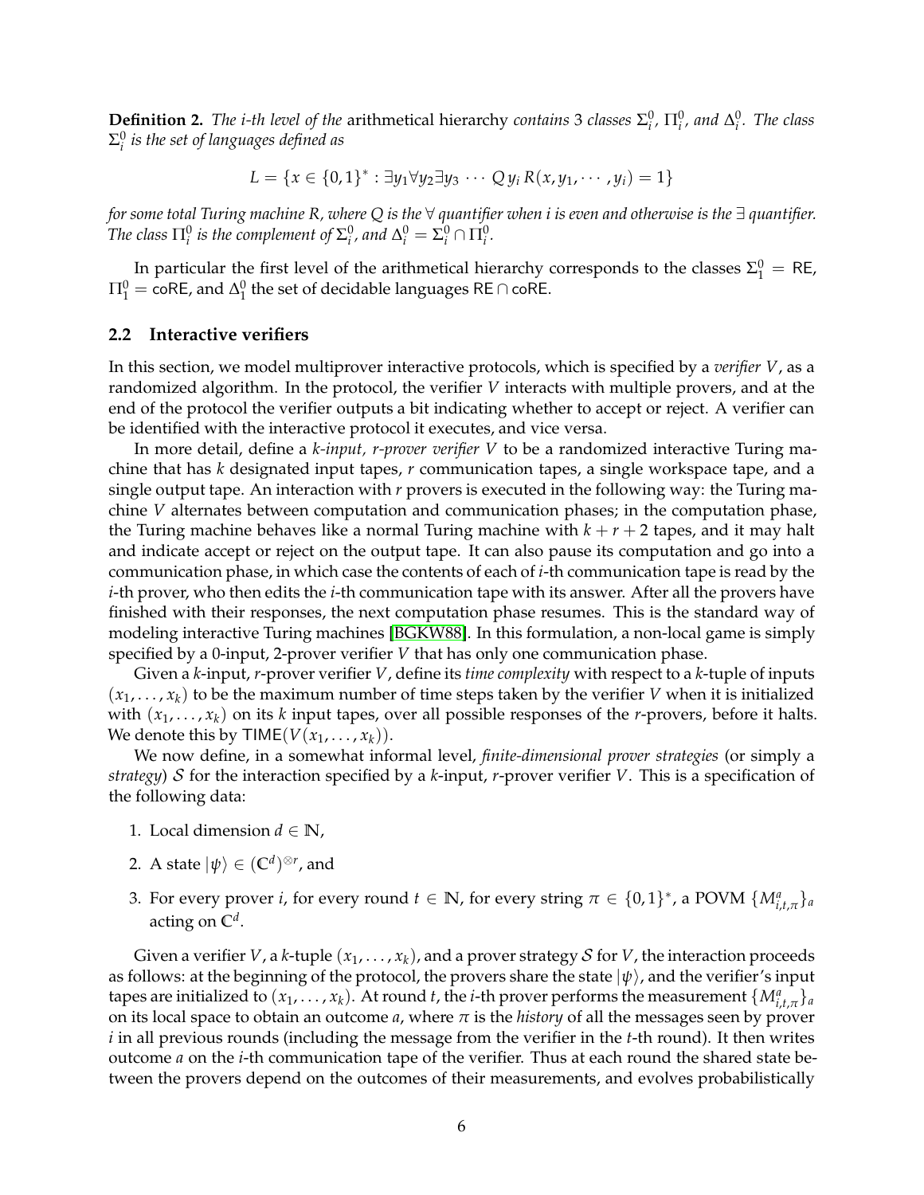**Definition 2.** *The i-th level of the* arithmetical hierarchy *contains* 3 *classes* $\Sigma_i^0$*,* $\Pi_i^0$*, and* $\Delta_i^0$*. The class* $\Sigma_i^0$ *is the set of languages defined as*

$$L = \{x \in \{0,1\}^* : \exists y_1 \forall y_2 \exists y_3 \cdots Q\, y_i\, R(x, y_1, \cdots, y_i) = 1\}$$

*for some total Turing machine R, where Q is the* $\forall$ *quantifier when i is even and otherwise is the* $\exists$ *quantifier. The class* $\Pi_i^0$ *is the complement of* $\Sigma_i^0$*, and* $\Delta_i^0 = \Sigma_i^0 \cap \Pi_i^0$*.*

In particular the first level of the arithmetical hierarchy corresponds to the classes $\Sigma_1^0 = \mathsf{RE}$, $\Pi_1^0 = \mathsf{coRE}$, and $\Delta_1^0$ the set of decidable languages $\mathsf{RE} \cap \mathsf{coRE}$.

### 2.2 Interactive verifiers

In this section, we model multiprover interactive protocols, which is specified by a *verifier* $V$, as a randomized algorithm. In the protocol, the verifier $V$ interacts with multiple provers, and at the end of the protocol the verifier outputs a bit indicating whether to accept or reject. A verifier can be identified with the interactive protocol it executes, and vice versa.

In more detail, define a *k-input, r-prover verifier V* to be a randomized interactive Turing machine that has $k$ designated input tapes, $r$ communication tapes, a single workspace tape, and a single output tape. An interaction with $r$ provers is executed in the following way: the Turing machine $V$ alternates between computation and communication phases; in the computation phase, the Turing machine behaves like a normal Turing machine with $k + r + 2$ tapes, and it may halt and indicate accept or reject on the output tape. It can also pause its computation and go into a communication phase, in which case the contents of each of $i$-th communication tape is read by the $i$-th prover, who then edits the $i$-th communication tape with its answer. After all the provers have finished with their responses, the next computation phase resumes. This is the standard way of modeling interactive Turing machines [BGKW88]. In this formulation, a non-local game is simply specified by a 0-input, 2-prover verifier $V$ that has only one communication phase.

Given a $k$-input, $r$-prover verifier $V$, define its *time complexity* with respect to a $k$-tuple of inputs $(x_1, \ldots, x_k)$ to be the maximum number of time steps taken by the verifier $V$ when it is initialized with $(x_1, \ldots, x_k)$ on its $k$ input tapes, over all possible responses of the $r$-provers, before it halts. We denote this by $\mathsf{TIME}(V(x_1, \ldots, x_k))$.

We now define, in a somewhat informal level, *finite-dimensional prover strategies* (or simply a *strategy*) $\mathcal{S}$ for the interaction specified by a $k$-input, $r$-prover verifier $V$. This is a specification of the following data:

1. Local dimension $d \in \mathbb{N}$,
2. A state $|\psi\rangle \in (\mathbb{C}^d)^{\otimes r}$, and
3. For every prover $i$, for every round $t \in \mathbb{N}$, for every string $\pi \in \{0,1\}^*$, a POVM $\{M^a_{i,t,\pi}\}_a$ acting on $\mathbb{C}^d$.

Given a verifier $V$, a $k$-tuple $(x_1, \ldots, x_k)$, and a prover strategy $\mathcal{S}$ for $V$, the interaction proceeds as follows: at the beginning of the protocol, the provers share the state $|\psi\rangle$, and the verifier's input tapes are initialized to $(x_1, \ldots, x_k)$. At round $t$, the $i$-th prover performs the measurement $\{M^a_{i,t,\pi}\}_a$ on its local space to obtain an outcome $a$, where $\pi$ is the *history* of all the messages seen by prover $i$ in all previous rounds (including the message from the verifier in the $t$-th round). It then writes outcome $a$ on the $i$-th communication tape of the verifier. Thus at each round the shared state between the provers depend on the outcomes of their measurements, and evolves probabilistically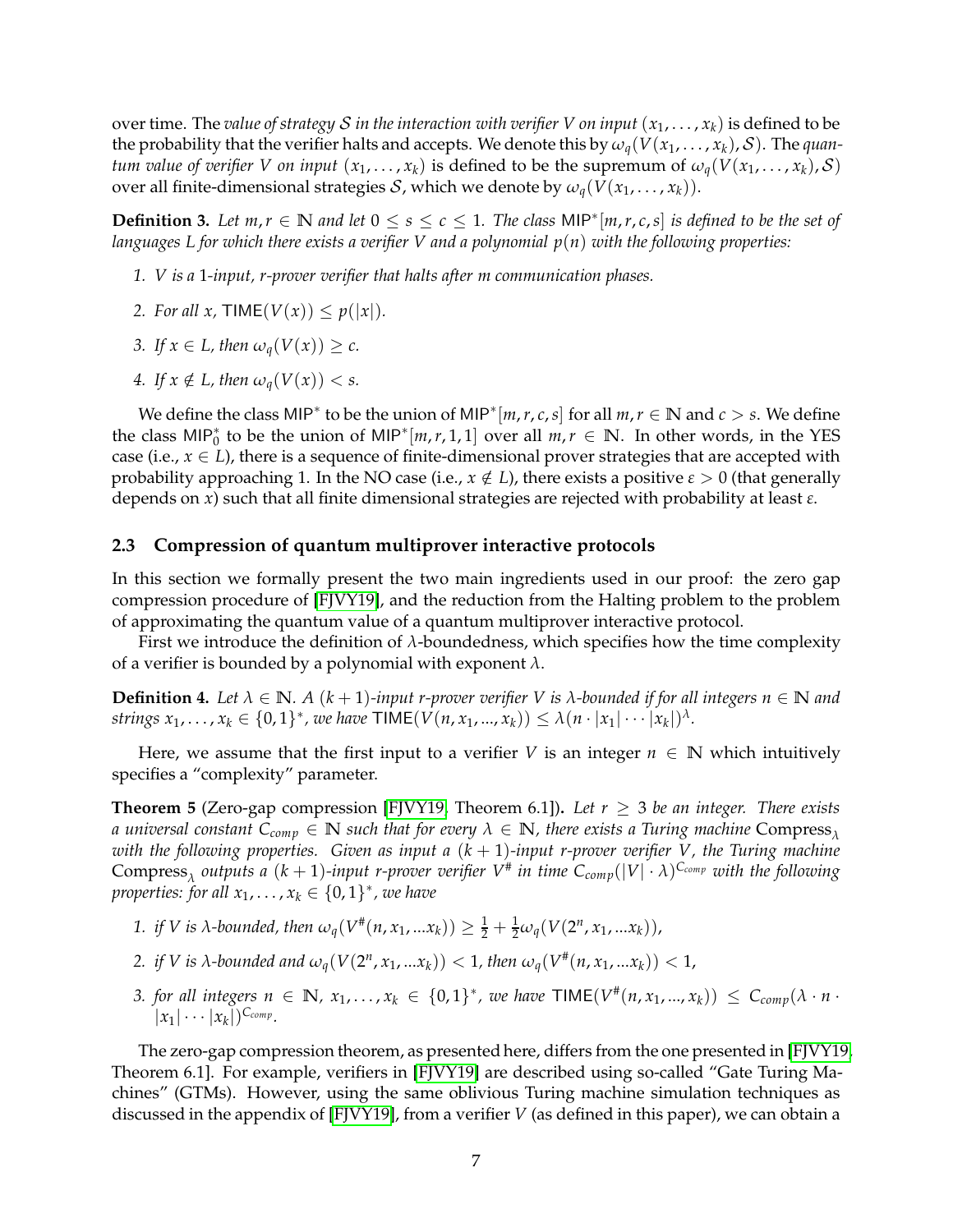over time. The *value of strategy $\mathcal{S}$ in the interaction with verifier $V$ on input $(x_1, \ldots, x_k)$* is defined to be the probability that the verifier halts and accepts. We denote this by $\omega_q(V(x_1, \ldots, x_k), \mathcal{S})$. The *quantum value of verifier $V$ on input $(x_1, \ldots, x_k)$* is defined to be the supremum of $\omega_q(V(x_1, \ldots, x_k), \mathcal{S})$ over all finite-dimensional strategies $\mathcal{S}$, which we denote by $\omega_q(V(x_1, \ldots, x_k))$.

**Definition 3.** *Let $m, r \in \mathbb{N}$ and let $0 \leq s \leq c \leq 1$. The class $\mathsf{MIP}^*[m, r, c, s]$ is defined to be the set of languages $L$ for which there exists a verifier $V$ and a polynomial $p(n)$ with the following properties:*

1. *$V$ is a 1-input, $r$-prover verifier that halts after $m$ communication phases.*
2. *For all $x$, $\mathsf{TIME}(V(x)) \leq p(|x|)$.*
3. *If $x \in L$, then $\omega_q(V(x)) \geq c$.*
4. *If $x \notin L$, then $\omega_q(V(x)) < s$.*

We define the class $\mathsf{MIP}^*$ to be the union of $\mathsf{MIP}^*[m, r, c, s]$ for all $m, r \in \mathbb{N}$ and $c > s$. We define the class $\mathsf{MIP}^*_0$ to be the union of $\mathsf{MIP}^*[m, r, 1, 1]$ over all $m, r \in \mathbb{N}$. In other words, in the YES case (i.e., $x \in L$), there is a sequence of finite-dimensional prover strategies that are accepted with probability approaching 1. In the NO case (i.e., $x \notin L$), there exists a positive $\varepsilon > 0$ (that generally depends on $x$) such that all finite dimensional strategies are rejected with probability at least $\varepsilon$.

### 2.3 Compression of quantum multiprover interactive protocols

In this section we formally present the two main ingredients used in our proof: the zero gap compression procedure of [FJVY19], and the reduction from the Halting problem to the problem of approximating the quantum value of a quantum multiprover interactive protocol.

First we introduce the definition of $\lambda$-boundedness, which specifies how the time complexity of a verifier is bounded by a polynomial with exponent $\lambda$.

**Definition 4.** *Let $\lambda \in \mathbb{N}$. A $(k+1)$-input $r$-prover verifier $V$ is $\lambda$-bounded if for all integers $n \in \mathbb{N}$ and strings $x_1, \ldots, x_k \in \{0,1\}^*$, we have $\mathsf{TIME}(V(n, x_1, ..., x_k)) \leq \lambda(n \cdot |x_1| \cdots |x_k|)^{\lambda}$.*

Here, we assume that the first input to a verifier $V$ is an integer $n \in \mathbb{N}$ which intuitively specifies a "complexity" parameter.

**Theorem 5** (Zero-gap compression [FJVY19, Theorem 6.1])**.** *Let $r \geq 3$ be an integer. There exists a universal constant $C_{comp} \in \mathbb{N}$ such that for every $\lambda \in \mathbb{N}$, there exists a Turing machine $\text{Compress}_\lambda$ with the following properties. Given as input a $(k+1)$-input $r$-prover verifier $V$, the Turing machine $\text{Compress}_\lambda$ outputs a $(k+1)$-input $r$-prover verifier $V^\#$ in time $C_{comp}(|V| \cdot \lambda)^{C_{comp}}$ with the following properties: for all $x_1, \ldots, x_k \in \{0,1\}^*$, we have*

1. *if $V$ is $\lambda$-bounded, then $\omega_q(V^\#(n, x_1, ...x_k)) \geq \frac{1}{2} + \frac{1}{2}\omega_q(V(2^n, x_1, ...x_k))$,*
2. *if $V$ is $\lambda$-bounded and $\omega_q(V(2^n, x_1, ...x_k)) < 1$, then $\omega_q(V^\#(n, x_1, ...x_k)) < 1$,*
3. *for all integers $n \in \mathbb{N}$, $x_1, \ldots, x_k \in \{0,1\}^*$, we have $\mathsf{TIME}(V^\#(n, x_1, ..., x_k)) \leq C_{comp}(\lambda \cdot n \cdot |x_1| \cdots |x_k|)^{C_{comp}}$.*

The zero-gap compression theorem, as presented here, differs from the one presented in [FJVY19, Theorem 6.1]. For example, verifiers in [FJVY19] are described using so-called "Gate Turing Machines" (GTMs). However, using the same oblivious Turing machine simulation techniques as discussed in the appendix of [FJVY19], from a verifier $V$ (as defined in this paper), we can obtain a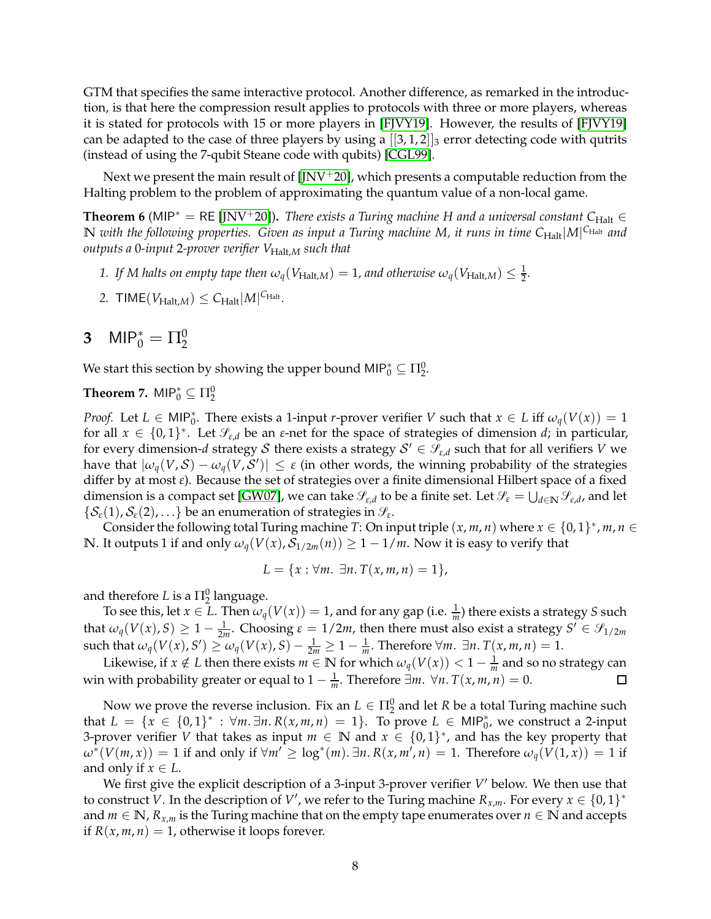GTM that specifies the same interactive protocol. Another difference, as remarked in the introduction, is that here the compression result applies to protocols with three or more players, whereas it is stated for protocols with 15 or more players in [FJVY19]. However, the results of [FJVY19] can be adapted to the case of three players by using a $[[3,1,2]]_3$ error detecting code with qutrits (instead of using the 7-qubit Steane code with qubits) [CGL99].

Next we present the main result of [JNV+20], which presents a computable reduction from the Halting problem to the problem of approximating the quantum value of a non-local game.

**Theorem 6** ($\mathsf{MIP}^* = \mathsf{RE}$ [JNV+20])**.** *There exists a Turing machine $H$ and a universal constant $C_{\text{Halt}} \in \mathbb{N}$ with the following properties. Given as input a Turing machine $M$, it runs in time $C_{\text{Halt}}|M|^{C_{\text{Halt}}}$ and outputs a 0-input 2-prover verifier $V_{\text{Halt},M}$ such that*

1. *If $M$ halts on empty tape then $\omega_q(V_{\text{Halt},M}) = 1$, and otherwise $\omega_q(V_{\text{Halt},M}) \leq \frac{1}{2}$.*
2. *$\mathsf{TIME}(V_{\text{Halt},M}) \leq C_{\text{Halt}}|M|^{C_{\text{Halt}}}$.*

## 3 $\mathsf{MIP}_0^* = \Pi_2^0$

We start this section by showing the upper bound $\mathsf{MIP}_0^* \subseteq \Pi_2^0$.

**Theorem 7.** $\mathsf{MIP}_0^* \subseteq \Pi_2^0$

*Proof.* Let $L \in \mathsf{MIP}_0^*$. There exists a 1-input $r$-prover verifier $V$ such that $x \in L$ iff $\omega_q(V(x)) = 1$ for all $x \in \{0,1\}^*$. Let $\mathscr{S}_{\varepsilon,d}$ be an $\varepsilon$-net for the space of strategies of dimension $d$; in particular, for every dimension-$d$ strategy $\mathcal{S}$ there exists a strategy $\mathcal{S}' \in \mathscr{S}_{\varepsilon,d}$ such that for all verifiers $V$ we have that $|\omega_q(V,\mathcal{S}) - \omega_q(V,\mathcal{S}')| \leq \varepsilon$ (in other words, the winning probability of the strategies differ by at most $\varepsilon$). Because the set of strategies over a finite dimensional Hilbert space of a fixed dimension is a compact set [GW07], we can take $\mathscr{S}_{\varepsilon,d}$ to be a finite set. Let $\mathscr{S}_\varepsilon = \bigcup_{d\in\mathbb{N}} \mathscr{S}_{\varepsilon,d}$, and let $\{\mathcal{S}_\varepsilon(1), \mathcal{S}_\varepsilon(2), \ldots\}$ be an enumeration of strategies in $\mathscr{S}_\varepsilon$.

Consider the following total Turing machine $T$: On input triple $(x,m,n)$ where $x \in \{0,1\}^*, m,n \in \mathbb{N}$. It outputs 1 if and only $\omega_q(V(x), \mathcal{S}_{1/2m}(n)) \geq 1 - 1/m$. Now it is easy to verify that

$$L = \{x : \forall m.\ \exists n.\ T(x,m,n) = 1\},$$

and therefore $L$ is a $\Pi_2^0$ language.

To see this, let $x \in L$. Then $\omega_q(V(x)) = 1$, and for any gap (i.e. $\frac{1}{m}$) there exists a strategy $S$ such that $\omega_q(V(x), S) \geq 1 - \frac{1}{2m}$. Choosing $\varepsilon = 1/2m$, then there must also exist a strategy $S' \in \mathscr{S}_{1/2m}$ such that $\omega_q(V(x), S') \geq \omega_q(V(x), S) - \frac{1}{2m} \geq 1 - \frac{1}{m}$. Therefore $\forall m.\ \exists n.\ T(x,m,n) = 1$.

Likewise, if $x \notin L$ then there exists $m \in \mathbb{N}$ for which $\omega_q(V(x)) < 1 - \frac{1}{m}$ and so no strategy can win with probability greater or equal to $1 - \frac{1}{m}$. Therefore $\exists m.\ \forall n.\ T(x,m,n) = 0$. ∎

Now we prove the reverse inclusion. Fix an $L \in \Pi_2^0$ and let $R$ be a total Turing machine such that $L = \{x \in \{0,1\}^* : \forall m. \exists n. R(x,m,n) = 1\}$. To prove $L \in \mathsf{MIP}_0^*$, we construct a 2-input 3-prover verifier $V$ that takes as input $m \in \mathbb{N}$ and $x \in \{0,1\}^*$, and has the key property that $\omega^*(V(m,x)) = 1$ if and only if $\forall m' \geq \log^*(m). \exists n. R(x,m',n) = 1$. Therefore $\omega_q(V(1,x)) = 1$ if and only if $x \in L$.

We first give the explicit description of a 3-input 3-prover verifier $V'$ below. We then use that to construct $V$. In the description of $V'$, we refer to the Turing machine $R_{x,m}$. For every $x \in \{0,1\}^*$ and $m \in \mathbb{N}$, $R_{x,m}$ is the Turing machine that on the empty tape enumerates over $n \in \mathbb{N}$ and accepts if $R(x,m,n) = 1$, otherwise it loops forever.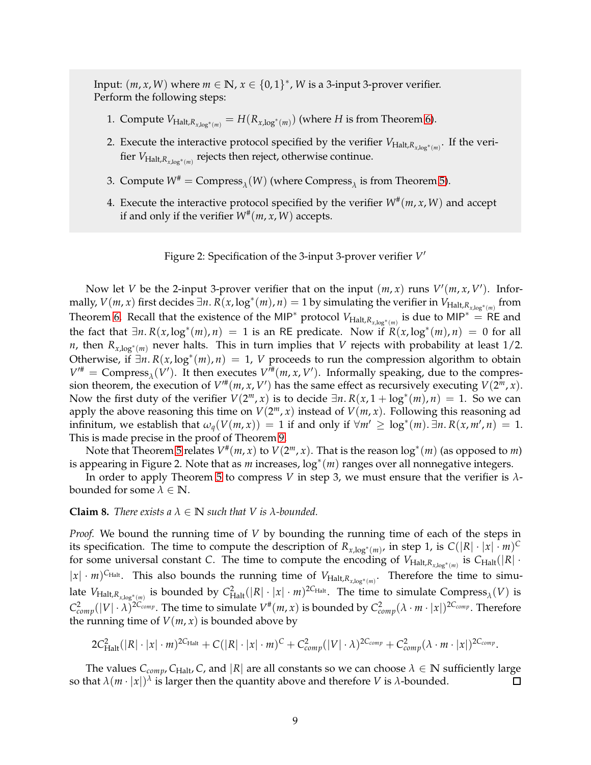Input: $(m, x, W)$ where $m \in \mathbb{N}$, $x \in \{0,1\}^*$, $W$ is a 3-input 3-prover verifier.
Perform the following steps:

1. Compute $V_{\text{Halt}, R_{x,\log^*(m)}} = H(R_{x,\log^*(m)})$ (where $H$ is from Theorem 6).
2. Execute the interactive protocol specified by the verifier $V_{\text{Halt}, R_{x,\log^*(m)}}$. If the verifier $V_{\text{Halt}, R_{x,\log^*(m)}}$ rejects then reject, otherwise continue.
3. Compute $W^\# = \text{Compress}_\lambda(W)$ (where $\text{Compress}_\lambda$ is from Theorem 5).
4. Execute the interactive protocol specified by the verifier $W^\#(m, x, W)$ and accept if and only if the verifier $W^\#(m, x, W)$ accepts.

Figure 2: Specification of the 3-input 3-prover verifier $V'$

Now let $V$ be the 2-input 3-prover verifier that on the input $(m, x)$ runs $V'(m, x, V')$. Informally, $V(m, x)$ first decides $\exists n. R(x, \log^*(m), n) = 1$ by simulating the verifier in $V_{\text{Halt}, R_{x,\log^*(m)}}$ from Theorem 6. Recall that the existence of the $\text{MIP}^*$ protocol $V_{\text{Halt}, R_{x,\log^*(m)}}$ is due to $\text{MIP}^* = \text{RE}$ and the fact that $\exists n. R(x, \log^*(m), n) = 1$ is an RE predicate. Now if $R(x, \log^*(m), n) = 0$ for all $n$, then $R_{x,\log^*(m)}$ never halts. This in turn implies that $V$ rejects with probability at least $1/2$. Otherwise, if $\exists n. R(x, \log^*(m), n) = 1$, $V$ proceeds to run the compression algorithm to obtain $V'^\# = \text{Compress}_\lambda(V')$. It then executes $V'^\#(m, x, V')$. Informally speaking, due to the compression theorem, the execution of $V'^\#(m, x, V')$ has the same effect as recursively executing $V(2^m, x)$. Now the first duty of the verifier $V(2^m, x)$ is to decide $\exists n. R(x, 1 + \log^*(m), n) = 1$. So we can apply the above reasoning this time on $V(2^m, x)$ instead of $V(m, x)$. Following this reasoning ad infinitum, we establish that $\omega_q(V(m, x)) = 1$ if and only if $\forall m' \geq \log^*(m). \exists n. R(x, m', n) = 1$. This is made precise in the proof of Theorem 9.

Note that Theorem 5 relates $V^\#(m, x)$ to $V(2^m, x)$. That is the reason $\log^*(m)$ (as opposed to $m$) is appearing in Figure 2. Note that as $m$ increases, $\log^*(m)$ ranges over all nonnegative integers.

In order to apply Theorem 5 to compress $V$ in step 3, we must ensure that the verifier is $\lambda$-bounded for some $\lambda \in \mathbb{N}$.

**Claim 8.** *There exists a $\lambda \in \mathbb{N}$ such that $V$ is $\lambda$-bounded.*

*Proof.* We bound the running time of $V$ by bounding the running time of each of the steps in its specification. The time to compute the description of $R_{x,\log^*(m)}$, in step 1, is $C(|R| \cdot |x| \cdot m)^C$ for some universal constant $C$. The time to compute the encoding of $V_{\text{Halt}, R_{x,\log^*(m)}}$ is $C_{\text{Halt}}(|R| \cdot |x| \cdot m)^{C_{\text{Halt}}}$. This also bounds the running time of $V_{\text{Halt}, R_{x,\log^*(m)}}$. Therefore the time to simulate $V_{\text{Halt}, R_{x,\log^*(m)}}$ is bounded by $C_{\text{Halt}}^2(|R| \cdot |x| \cdot m)^{2C_{\text{Halt}}}$. The time to simulate $\text{Compress}_\lambda(V)$ is $C_{comp}^2(|V| \cdot \lambda)^{2C_{comp}}$. The time to simulate $V^\#(m, x)$ is bounded by $C_{comp}^2(\lambda \cdot m \cdot |x|)^{2C_{comp}}$. Therefore the running time of $V(m, x)$ is bounded above by

$$2C_{\text{Halt}}^2(|R| \cdot |x| \cdot m)^{2C_{\text{Halt}}} + C(|R| \cdot |x| \cdot m)^C + C_{comp}^2(|V| \cdot \lambda)^{2C_{comp}} + C_{comp}^2(\lambda \cdot m \cdot |x|)^{2C_{comp}}.$$

The values $C_{comp}, C_{\text{Halt}}, C$, and $|R|$ are all constants so we can choose $\lambda \in \mathbb{N}$ sufficiently large so that $\lambda(m \cdot |x|)^\lambda$ is larger then the quantity above and therefore $V$ is $\lambda$-bounded. ◻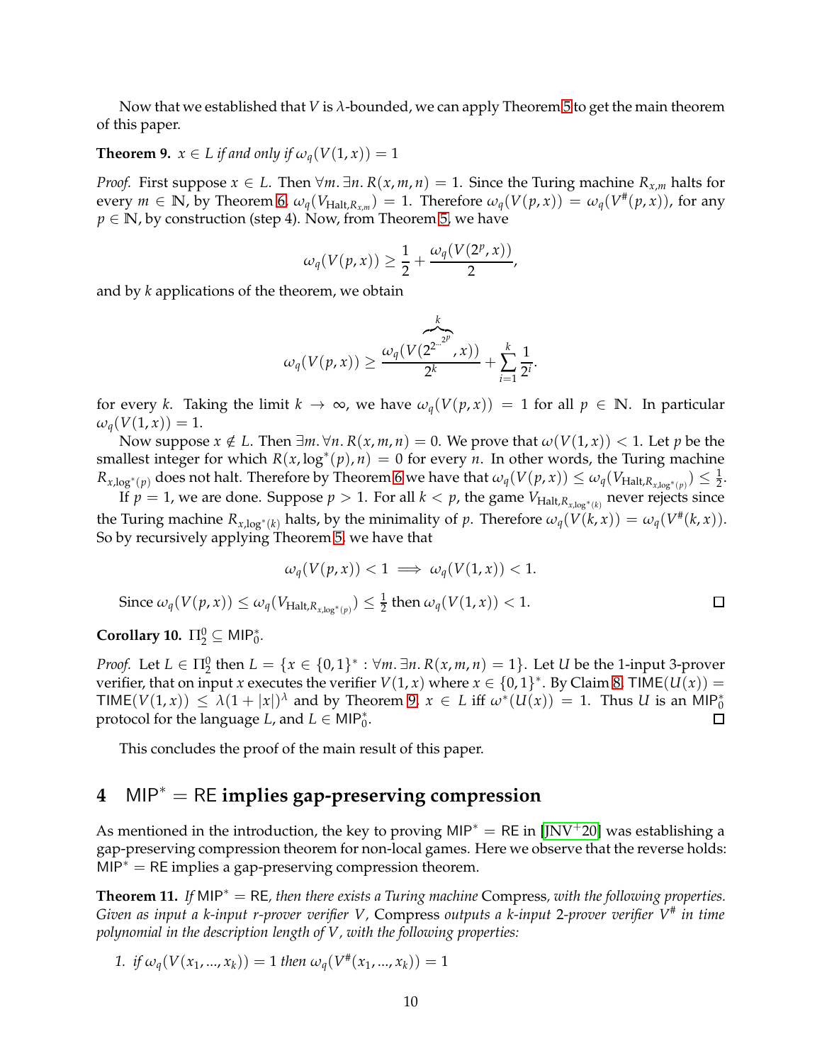Now that we established that $V$ is $\lambda$-bounded, we can apply Theorem 5 to get the main theorem of this paper.

**Theorem 9.** *$x \in L$ if and only if $\omega_q(V(1, x)) = 1$*

*Proof.* First suppose $x \in L$. Then $\forall m. \exists n. R(x, m, n) = 1$. Since the Turing machine $R_{x,m}$ halts for every $m \in \mathbb{N}$, by Theorem 6, $\omega_q(V_{\text{Halt},R_{x,m}}) = 1$. Therefore $\omega_q(V(p, x)) = \omega_q(V^{\#}(p, x))$, for any $p \in \mathbb{N}$, by construction (step 4). Now, from Theorem 5, we have

$$\omega_q(V(p, x)) \geq \frac{1}{2} + \frac{\omega_q(V(2^p, x))}{2},$$

and by $k$ applications of the theorem, we obtain

$$\omega_q(V(p, x)) \geq \frac{\omega_q(V(\overbrace{2^{2^{\cdot^{\cdot^{2^p}}}}}^{k}, x))}{2^k} + \sum_{i=1}^{k} \frac{1}{2^i}.$$

for every $k$. Taking the limit $k \to \infty$, we have $\omega_q(V(p, x)) = 1$ for all $p \in \mathbb{N}$. In particular $\omega_q(V(1, x)) = 1$.

Now suppose $x \notin L$. Then $\exists m. \forall n. R(x, m, n) = 0$. We prove that $\omega(V(1, x)) < 1$. Let $p$ be the smallest integer for which $R(x, \log^*(p), n) = 0$ for every $n$. In other words, the Turing machine $R_{x,\log^*(p)}$ does not halt. Therefore by Theorem 6 we have that $\omega_q(V(p, x)) \leq \omega_q(V_{\text{Halt},R_{x,\log^*(p)}}) \leq \frac{1}{2}$.

If $p = 1$, we are done. Suppose $p > 1$. For all $k < p$, the game $V_{\text{Halt},R_{x,\log^*(k)}}$ never rejects since the Turing machine $R_{x,\log^*(k)}$ halts, by the minimality of $p$. Therefore $\omega_q(V(k, x)) = \omega_q(V^{\#}(k, x))$. So by recursively applying Theorem 5, we have that

$$\omega_q(V(p, x)) < 1 \implies \omega_q(V(1, x)) < 1.$$

Since $\omega_q(V(p, x)) \leq \omega_q(V_{\text{Halt},R_{x,\log^*(p)}}) \leq \frac{1}{2}$ then $\omega_q(V(1, x)) < 1$. □

**Corollary 10.** $\Pi^0_2 \subseteq \mathsf{MIP}^*_0$.

*Proof.* Let $L \in \Pi^0_2$ then $L = \{x \in \{0, 1\}^* : \forall m. \exists n. R(x, m, n) = 1\}$. Let $U$ be the 1-input 3-prover verifier, that on input $x$ executes the verifier $V(1, x)$ where $x \in \{0, 1\}^*$. By Claim 8, $\mathsf{TIME}(U(x)) = \mathsf{TIME}(V(1, x)) \leq \lambda(1 + |x|)^{\lambda}$ and by Theorem 9, $x \in L$ iff $\omega^*(U(x)) = 1$. Thus $U$ is an $\mathsf{MIP}^*_0$ protocol for the language $L$, and $L \in \mathsf{MIP}^*_0$. □

This concludes the proof of the main result of this paper.

## 4 $\mathsf{MIP}^* = \mathsf{RE}$ implies gap-preserving compression

As mentioned in the introduction, the key to proving $\mathsf{MIP}^* = \mathsf{RE}$ in [JNV+20] was establishing a gap-preserving compression theorem for non-local games. Here we observe that the reverse holds: $\mathsf{MIP}^* = \mathsf{RE}$ implies a gap-preserving compression theorem.

**Theorem 11.** *If $\mathsf{MIP}^* = \mathsf{RE}$, then there exists a Turing machine* Compress*, with the following properties. Given as input a $k$-input $r$-prover verifier $V$,* Compress *outputs a $k$-input 2-prover verifier $V^{\#}$ in time polynomial in the description length of $V$, with the following properties:*

1. *if $\omega_q(V(x_1, ..., x_k)) = 1$ then $\omega_q(V^{\#}(x_1, ..., x_k)) = 1$*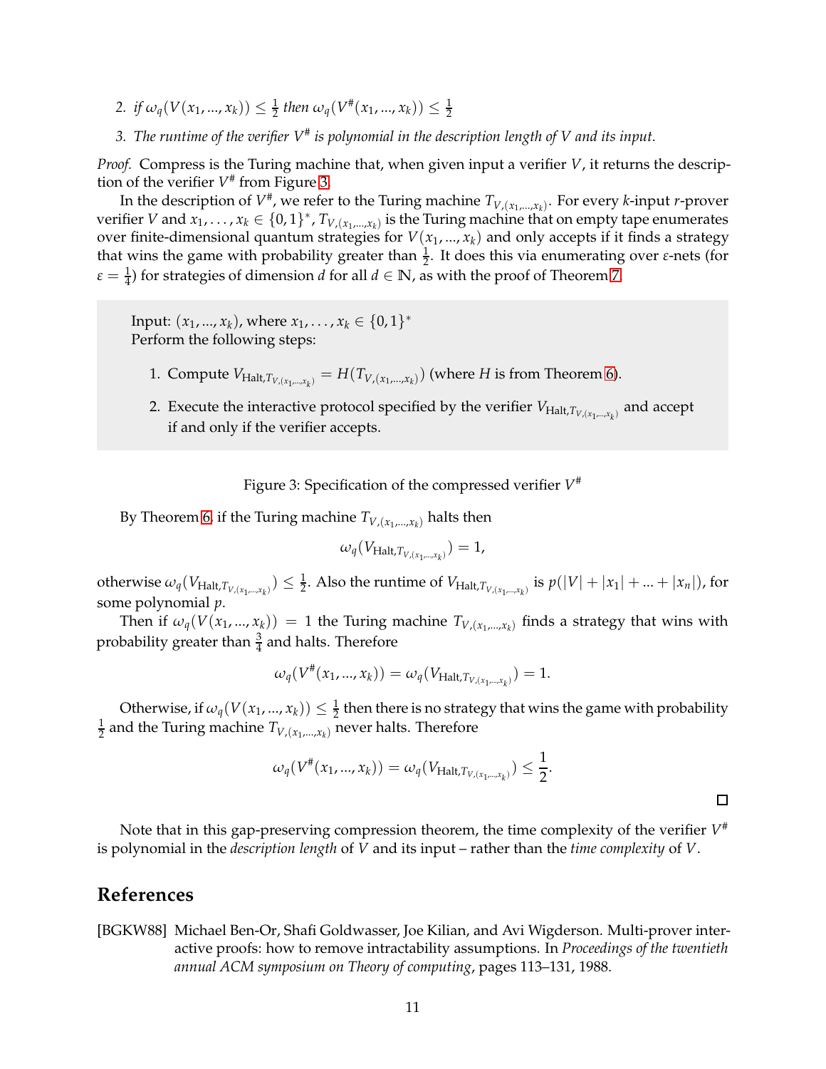2. *if* $\omega_q(V(x_1, ..., x_k)) \leq \frac{1}{2}$ *then* $\omega_q(V^\#(x_1, ..., x_k)) \leq \frac{1}{2}$

3. *The runtime of the verifier* $V^\#$ *is polynomial in the description length of* $V$ *and its input.*

*Proof.* Compress is the Turing machine that, when given input a verifier $V$, it returns the description of the verifier $V^\#$ from Figure 3.

In the description of $V^\#$, we refer to the Turing machine $T_{V,(x_1,...,x_k)}$. For every $k$-input $r$-prover verifier $V$ and $x_1, \ldots, x_k \in \{0,1\}^*$, $T_{V,(x_1,...,x_k)}$ is the Turing machine that on empty tape enumerates over finite-dimensional quantum strategies for $V(x_1, ..., x_k)$ and only accepts if it finds a strategy that wins the game with probability greater than $\frac{1}{2}$. It does this via enumerating over $\varepsilon$-nets (for $\varepsilon = \frac{1}{4}$) for strategies of dimension $d$ for all $d \in \mathbb{N}$, as with the proof of Theorem 7.

> Input: $(x_1, ..., x_k)$, where $x_1, \ldots, x_k \in \{0,1\}^*$
> Perform the following steps:
>
> 1. Compute $V_{\text{Halt},T_{V,(x_1,...,x_k)}} = H(T_{V,(x_1,...,x_k)})$ (where $H$ is from Theorem 6).
> 2. Execute the interactive protocol specified by the verifier $V_{\text{Halt},T_{V,(x_1,...,x_k)}}$ and accept if and only if the verifier accepts.

Figure 3: Specification of the compressed verifier $V^\#$

By Theorem 6, if the Turing machine $T_{V,(x_1,...,x_k)}$ halts then

$$\omega_q(V_{\text{Halt},T_{V,(x_1,...,x_k)}}) = 1,$$

otherwise $\omega_q(V_{\text{Halt},T_{V,(x_1,...,x_k)}}) \leq \frac{1}{2}$. Also the runtime of $V_{\text{Halt},T_{V,(x_1,...,x_k)}}$ is $p(|V| + |x_1| + ... + |x_n|)$, for some polynomial $p$.

Then if $\omega_q(V(x_1, ..., x_k)) = 1$ the Turing machine $T_{V,(x_1,...,x_k)}$ finds a strategy that wins with probability greater than $\frac{3}{4}$ and halts. Therefore

$$\omega_q(V^\#(x_1, ..., x_k)) = \omega_q(V_{\text{Halt},T_{V,(x_1,...,x_k)}}) = 1.$$

Otherwise, if $\omega_q(V(x_1, ..., x_k)) \leq \frac{1}{2}$ then there is no strategy that wins the game with probability $\frac{1}{2}$ and the Turing machine $T_{V,(x_1,...,x_k)}$ never halts. Therefore

$$\omega_q(V^\#(x_1, ..., x_k)) = \omega_q(V_{\text{Halt},T_{V,(x_1,...,x_k)}}) \leq \frac{1}{2}.$$

□

Note that in this gap-preserving compression theorem, the time complexity of the verifier $V^\#$ is polynomial in the *description length* of $V$ and its input – rather than the *time complexity* of $V$.

## References

[BGKW88] Michael Ben-Or, Shafi Goldwasser, Joe Kilian, and Avi Wigderson. Multi-prover interactive proofs: how to remove intractability assumptions. In *Proceedings of the twentieth annual ACM symposium on Theory of computing*, pages 113–131, 1988.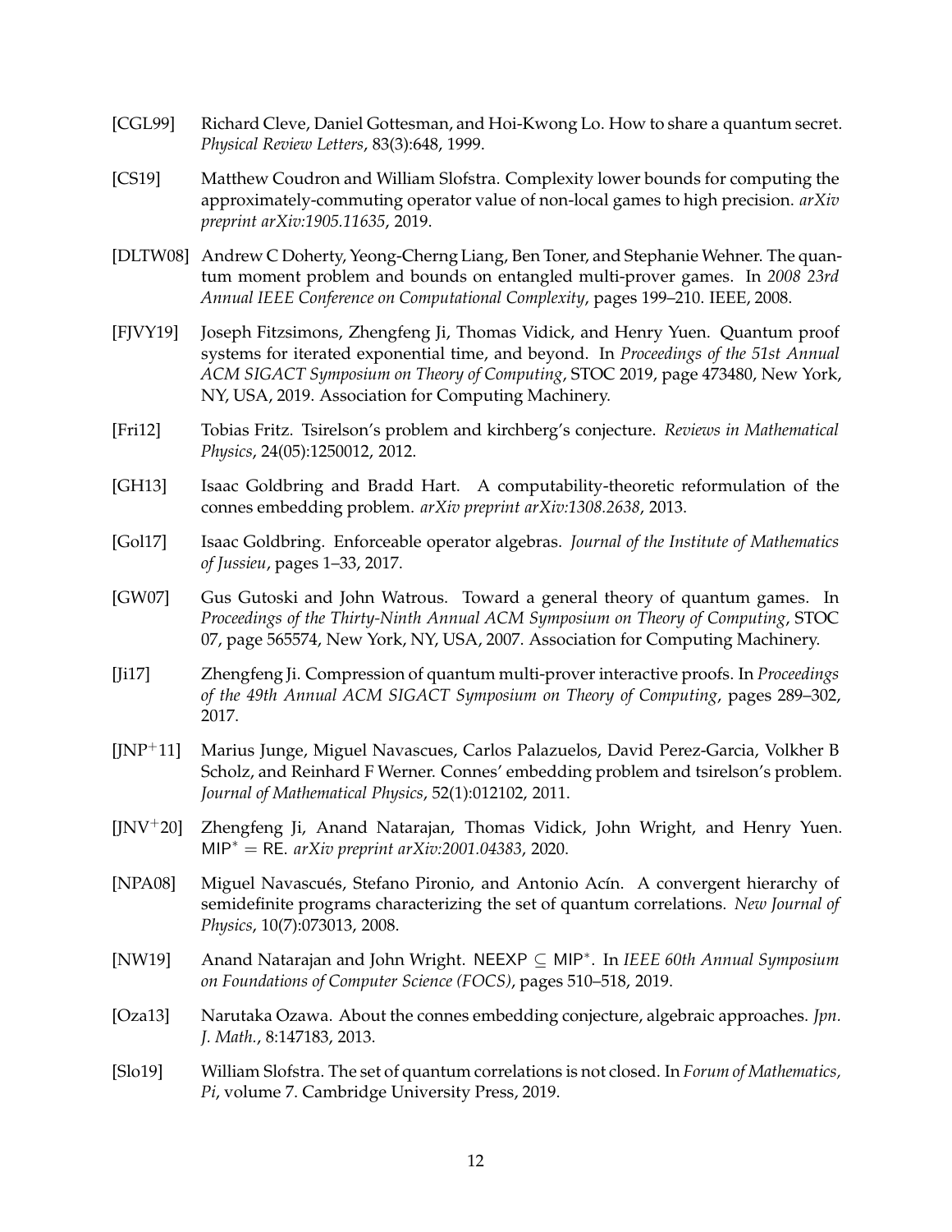[CGL99] Richard Cleve, Daniel Gottesman, and Hoi-Kwong Lo. How to share a quantum secret. *Physical Review Letters*, 83(3):648, 1999.

[CS19] Matthew Coudron and William Slofstra. Complexity lower bounds for computing the approximately-commuting operator value of non-local games to high precision. *arXiv preprint arXiv:1905.11635*, 2019.

[DLTW08] Andrew C Doherty, Yeong-Cherng Liang, Ben Toner, and Stephanie Wehner. The quantum moment problem and bounds on entangled multi-prover games. In *2008 23rd Annual IEEE Conference on Computational Complexity*, pages 199–210. IEEE, 2008.

[FJVY19] Joseph Fitzsimons, Zhengfeng Ji, Thomas Vidick, and Henry Yuen. Quantum proof systems for iterated exponential time, and beyond. In *Proceedings of the 51st Annual ACM SIGACT Symposium on Theory of Computing*, STOC 2019, page 473480, New York, NY, USA, 2019. Association for Computing Machinery.

[Fri12] Tobias Fritz. Tsirelson's problem and kirchberg's conjecture. *Reviews in Mathematical Physics*, 24(05):1250012, 2012.

[GH13] Isaac Goldbring and Bradd Hart. A computability-theoretic reformulation of the connes embedding problem. *arXiv preprint arXiv:1308.2638*, 2013.

[Gol17] Isaac Goldbring. Enforceable operator algebras. *Journal of the Institute of Mathematics of Jussieu*, pages 1–33, 2017.

[GW07] Gus Gutoski and John Watrous. Toward a general theory of quantum games. In *Proceedings of the Thirty-Ninth Annual ACM Symposium on Theory of Computing*, STOC 07, page 565574, New York, NY, USA, 2007. Association for Computing Machinery.

[Ji17] Zhengfeng Ji. Compression of quantum multi-prover interactive proofs. In *Proceedings of the 49th Annual ACM SIGACT Symposium on Theory of Computing*, pages 289–302, 2017.

[JNP+11] Marius Junge, Miguel Navascues, Carlos Palazuelos, David Perez-Garcia, Volkher B Scholz, and Reinhard F Werner. Connes' embedding problem and tsirelson's problem. *Journal of Mathematical Physics*, 52(1):012102, 2011.

[JNV+20] Zhengfeng Ji, Anand Natarajan, Thomas Vidick, John Wright, and Henry Yuen. $\mathsf{MIP}^* = \mathsf{RE}$. *arXiv preprint arXiv:2001.04383*, 2020.

[NPA08] Miguel Navascués, Stefano Pironio, and Antonio Acín. A convergent hierarchy of semidefinite programs characterizing the set of quantum correlations. *New Journal of Physics*, 10(7):073013, 2008.

[NW19] Anand Natarajan and John Wright. $\mathsf{NEEXP} \subseteq \mathsf{MIP}^*$. In *IEEE 60th Annual Symposium on Foundations of Computer Science (FOCS)*, pages 510–518, 2019.

[Oza13] Narutaka Ozawa. About the connes embedding conjecture, algebraic approaches. *Jpn. J. Math.*, 8:147183, 2013.

[Slo19] William Slofstra. The set of quantum correlations is not closed. In *Forum of Mathematics, Pi*, volume 7. Cambridge University Press, 2019.